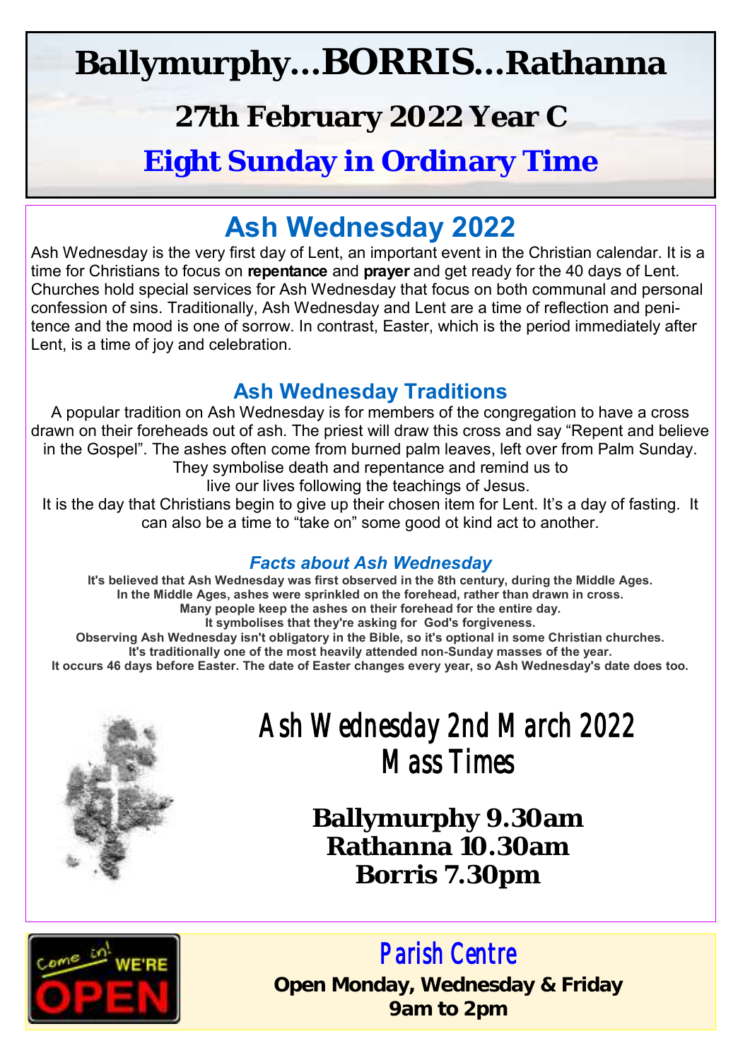# Ballymurphy…BORRIS…Rathanna

## 27th February 2022 Year C

## Eight Sunday in Ordinary Time

## Ash Wednesday 2022

Ash Wednesday is the very first day of Lent, an important event in the Christian calendar. It is a time for Christians to focus on **repentance** and **prayer** and get ready for the 40 days of Lent. Churches hold special services for Ash Wednesday that focus on both communal and personal confession of sins. Traditionally, Ash Wednesday and Lent are a time of reflection and penitence and the mood is one of sorrow. In contrast, Easter, which is the period immediately after Lent, is a time of joy and celebration.

### Ash Wednesday Traditions

A popular tradition on Ash Wednesday is for members of the congregation to have a cross drawn on their foreheads out of ash. The priest will draw this cross and say "Repent and believe in the Gospel". The ashes often come from burned palm leaves, left over from Palm Sunday. They symbolise death and repentance and remind us to live our lives following the teachings of Jesus.

It is the day that Christians begin to give up their chosen item for Lent. It's a day of fasting. It can also be a time to "take on" some good ot kind act to another.

#### *Facts about Ash Wednesday*

**It's believed that Ash Wednesday was first observed in the 8th century, during the Middle Ages.**
**In the Middle Ages, ashes were sprinkled on the forehead, rather than drawn in cross.**
**Many people keep the ashes on their forehead for the entire day.**
**It symbolises that they're asking for God's forgiveness.**
**Observing Ash Wednesday isn't obligatory in the Bible, so it's optional in some Christian churches.**
**It's traditionally one of the most heavily attended non-Sunday masses of the year.**
**It occurs 46 days before Easter. The date of Easter changes every year, so Ash Wednesday's date does too.**

## Ash Wednesday 2nd March 2022 Mass Times

**Ballymurphy 9.30am**
**Rathanna 10.30am**
**Borris 7.30pm**

## Parish Centre

**Open Monday, Wednesday & Friday**
**9am to 2pm**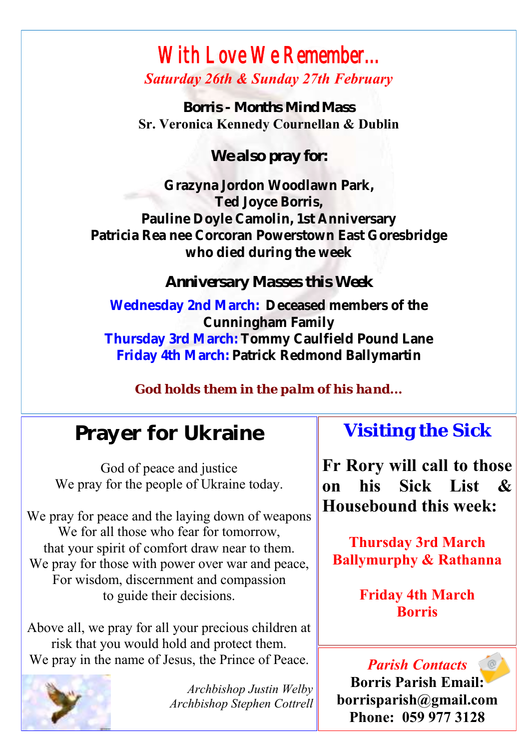# With Love We Remember...

*Saturday 26th & Sunday 27th February*

**Borris - Months Mind Mass**
**Sr. Veronica Kennedy Cournellan & Dublin**

### We also pray for:

**Grazyna Jordon Woodlawn Park,**
**Ted Joyce Borris,**
**Pauline Doyle Camolin, 1st Anniversary**
**Patricia Rea nee Corcoran Powerstown East Goresbridge who died during the week**

### Anniversary Masses this Week

**Wednesday 2nd March:** **Deceased members of the Cunningham Family**
**Thursday 3rd March:** **Tommy Caulfield Pound Lane**
**Friday 4th March:** **Patrick Redmond Ballymartin**

***God holds them in the palm of his hand...***

## Prayer for Ukraine

God of peace and justice
We pray for the people of Ukraine today.

We pray for peace and the laying down of weapons
We for all those who fear for tomorrow,
that your spirit of comfort draw near to them.
We pray for those with power over war and peace,
For wisdom, discernment and compassion
to guide their decisions.

Above all, we pray for all your precious children at risk that you would hold and protect them.
We pray in the name of Jesus, the Prince of Peace.

*Archbishop Justin Welby*
*Archbishop Stephen Cottrell*

## Visiting the Sick

**Fr Rory will call to those on his Sick List & Housebound this week:**

**Thursday 3rd March**
**Ballymurphy & Rathanna**

**Friday 4th March**
**Borris**

***Parish Contacts***

**Borris Parish Email:**
**borrisparish@gmail.com**
**Phone: 059 977 3128**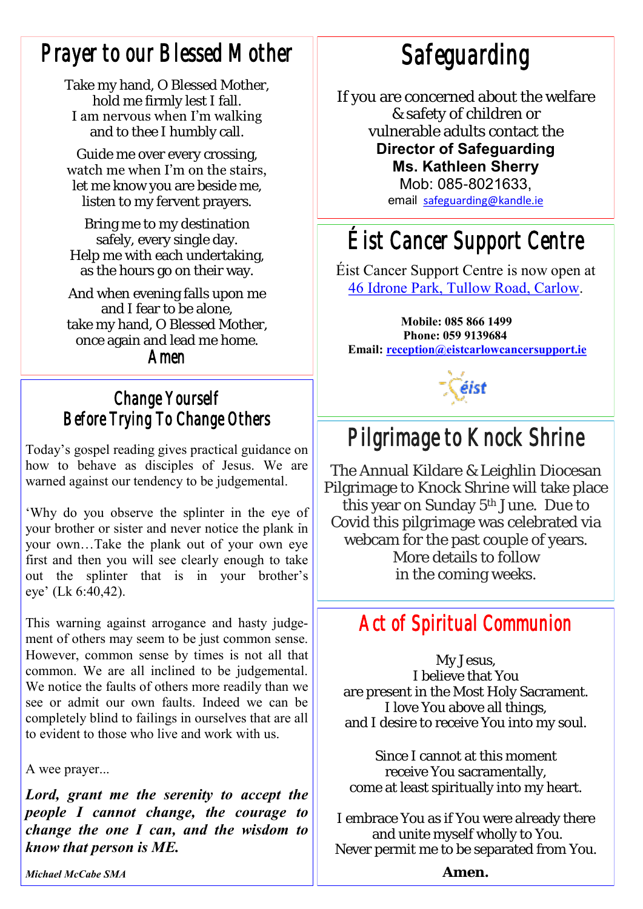## Prayer to our Blessed Mother

Take my hand, O Blessed Mother,
hold me firmly lest I fall.
I am nervous when I'm walking
and to thee I humbly call.

Guide me over every crossing,
watch me when I'm on the stairs,
let me know you are beside me,
listen to my fervent prayers.

Bring me to my destination
safely, every single day.
Help me with each undertaking,
as the hours go on their way.

And when evening falls upon me
and I fear to be alone,
take my hand, O Blessed Mother,
once again and lead me home.

Amen

## Change Yourself Before Trying To Change Others

Today's gospel reading gives practical guidance on how to behave as disciples of Jesus. We are warned against our tendency to be judgemental.

'Why do you observe the splinter in the eye of your brother or sister and never notice the plank in your own…Take the plank out of your own eye first and then you will see clearly enough to take out the splinter that is in your brother's eye' (Lk 6:40,42).

This warning against arrogance and hasty judgement of others may seem to be just common sense. However, common sense by times is not all that common. We are all inclined to be judgemental. We notice the faults of others more readily than we see or admit our own faults. Indeed we can be completely blind to failings in ourselves that are all to evident to those who live and work with us.

A wee prayer...

***Lord, grant me the serenity to accept the people I cannot change, the courage to change the one I can, and the wisdom to know that person is ME.***

***Michael McCabe SMA***

## Safeguarding

If you are concerned about the welfare & safety of children or vulnerable adults contact the
**Director of Safeguarding**
**Ms. Kathleen Sherry**
Mob: 085-8021633,
email safeguarding@kandle.ie

## Éist Cancer Support Centre

Éist Cancer Support Centre is now open at 46 Idrone Park, Tullow Road, Carlow.

**Mobile: 085 866 1499**
**Phone: 059 9139684**
**Email: reception@eistcarlowcancersupport.ie**

## Pilgrimage to Knock Shrine

The Annual Kildare & Leighlin Diocesan Pilgrimage to Knock Shrine will take place this year on Sunday 5th June. Due to Covid this pilgrimage was celebrated via webcam for the past couple of years. More details to follow in the coming weeks.

## Act of Spiritual Communion

My Jesus,
I believe that You
are present in the Most Holy Sacrament.
I love You above all things,
and I desire to receive You into my soul.

Since I cannot at this moment
receive You sacramentally,
come at least spiritually into my heart.

I embrace You as if You were already there
and unite myself wholly to You.
Never permit me to be separated from You.

**Amen.**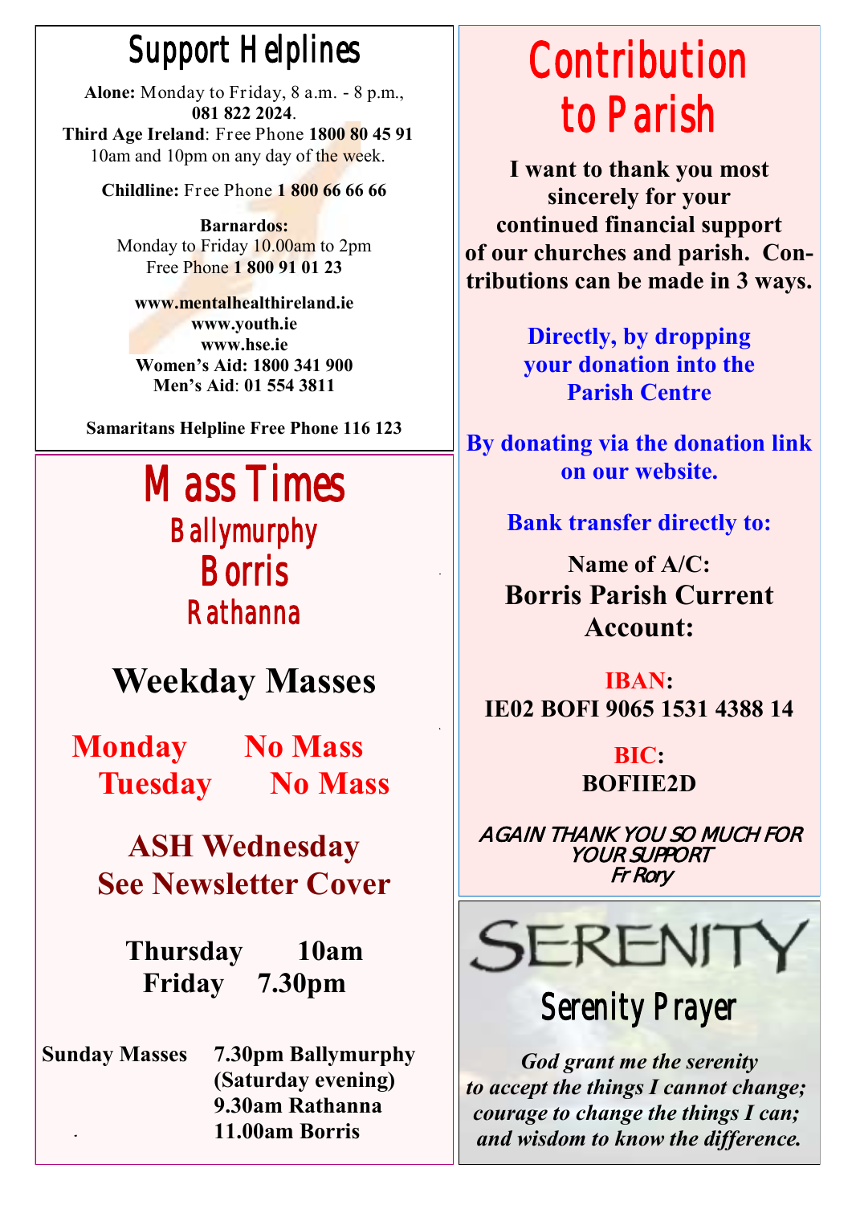## Support Helplines

**Alone:** Monday to Friday, 8 a.m. - 8 p.m., **081 822 2024**.
**Third Age Ireland**: Free Phone **1800 80 45 91** 10am and 10pm on any day of the week.

**Childline:** Free Phone **1 800 66 66 66**

**Barnardos:**
Monday to Friday 10.00am to 2pm
Free Phone **1 800 91 01 23**

**www.mentalhealthireland.ie**
**www.youth.ie**
**www.hse.ie**
**Women's Aid: 1800 341 900**
**Men's Aid**: **01 554 3811**

**Samaritans Helpline Free Phone 116 123**

## Mass Times

### Ballymurphy
### Borris
### Rathanna

### Weekday Masses

**Monday No Mass**
**Tuesday No Mass**

**ASH Wednesday**
**See Newsletter Cover**

**Thursday 10am**
**Friday 7.30pm**

**Sunday Masses** **7.30pm Ballymurphy (Saturday evening)**
**9.30am Rathanna**
**11.00am Borris**

## Contribution to Parish

**I want to thank you most sincerely for your continued financial support of our churches and parish. Contributions can be made in 3 ways.**

**Directly, by dropping your donation into the Parish Centre**

**By donating via the donation link on our website.**

**Bank transfer directly to:**

**Name of A/C:**
**Borris Parish Current Account:**

**IBAN**:
**IE02 BOFI 9065 1531 4388 14**

**BIC**:
**BOFIIE2D**

*AGAIN THANK YOU SO MUCH FOR YOUR SUPPORT*
*Fr Rory*

## SERENITY

### Serenity Prayer

***God grant me the serenity***
***to accept the things I cannot change;***
***courage to change the things I can;***
***and wisdom to know the difference.***